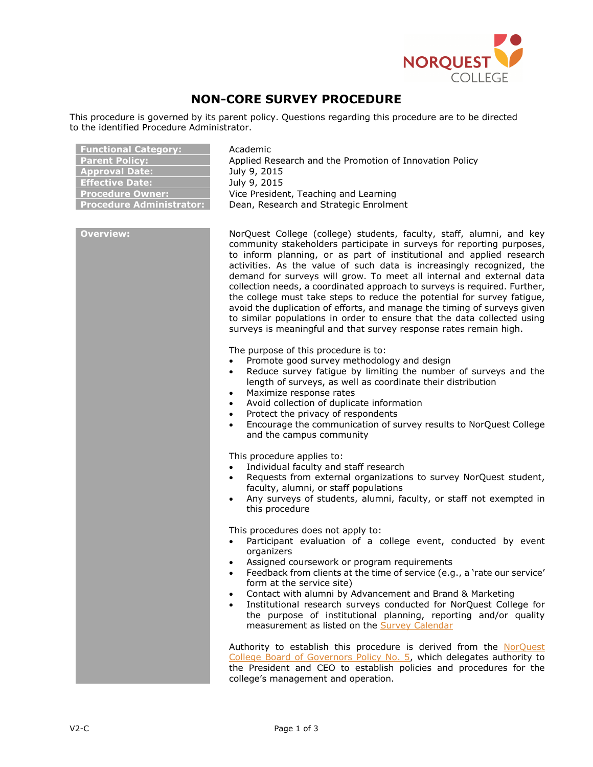# NON-CORE SURVEY PROCEDURE

This procedure is governed by its parent policy. Questions regarding this procedure are to be directed to the identified Procedure Administrator.

| | |
|---|---|
| **Functional Category:** | Academic |
| **Parent Policy:** | Applied Research and the Promotion of Innovation Policy |
| **Approval Date:** | July 9, 2015 |
| **Effective Date:** | July 9, 2015 |
| **Procedure Owner:** | Vice President, Teaching and Learning |
| **Procedure Administrator:** | Dean, Research and Strategic Enrolment |

## Overview:

NorQuest College (college) students, faculty, staff, alumni, and key community stakeholders participate in surveys for reporting purposes, to inform planning, or as part of institutional and applied research activities. As the value of such data is increasingly recognized, the demand for surveys will grow. To meet all internal and external data collection needs, a coordinated approach to surveys is required. Further, the college must take steps to reduce the potential for survey fatigue, avoid the duplication of efforts, and manage the timing of surveys given to similar populations in order to ensure that the data collected using surveys is meaningful and that survey response rates remain high.

The purpose of this procedure is to:

- Promote good survey methodology and design
- Reduce survey fatigue by limiting the number of surveys and the length of surveys, as well as coordinate their distribution
- Maximize response rates
- Avoid collection of duplicate information
- Protect the privacy of respondents
- Encourage the communication of survey results to NorQuest College and the campus community

This procedure applies to:

- Individual faculty and staff research
- Requests from external organizations to survey NorQuest student, faculty, alumni, or staff populations
- Any surveys of students, alumni, faculty, or staff not exempted in this procedure

This procedures does not apply to:

- Participant evaluation of a college event, conducted by event organizers
- Assigned coursework or program requirements
- Feedback from clients at the time of service (e.g., a 'rate our service' form at the service site)
- Contact with alumni by Advancement and Brand & Marketing
- Institutional research surveys conducted for NorQuest College for the purpose of institutional planning, reporting and/or quality measurement as listed on the Survey Calendar

Authority to establish this procedure is derived from the NorQuest College Board of Governors Policy No. 5, which delegates authority to the President and CEO to establish policies and procedures for the college's management and operation.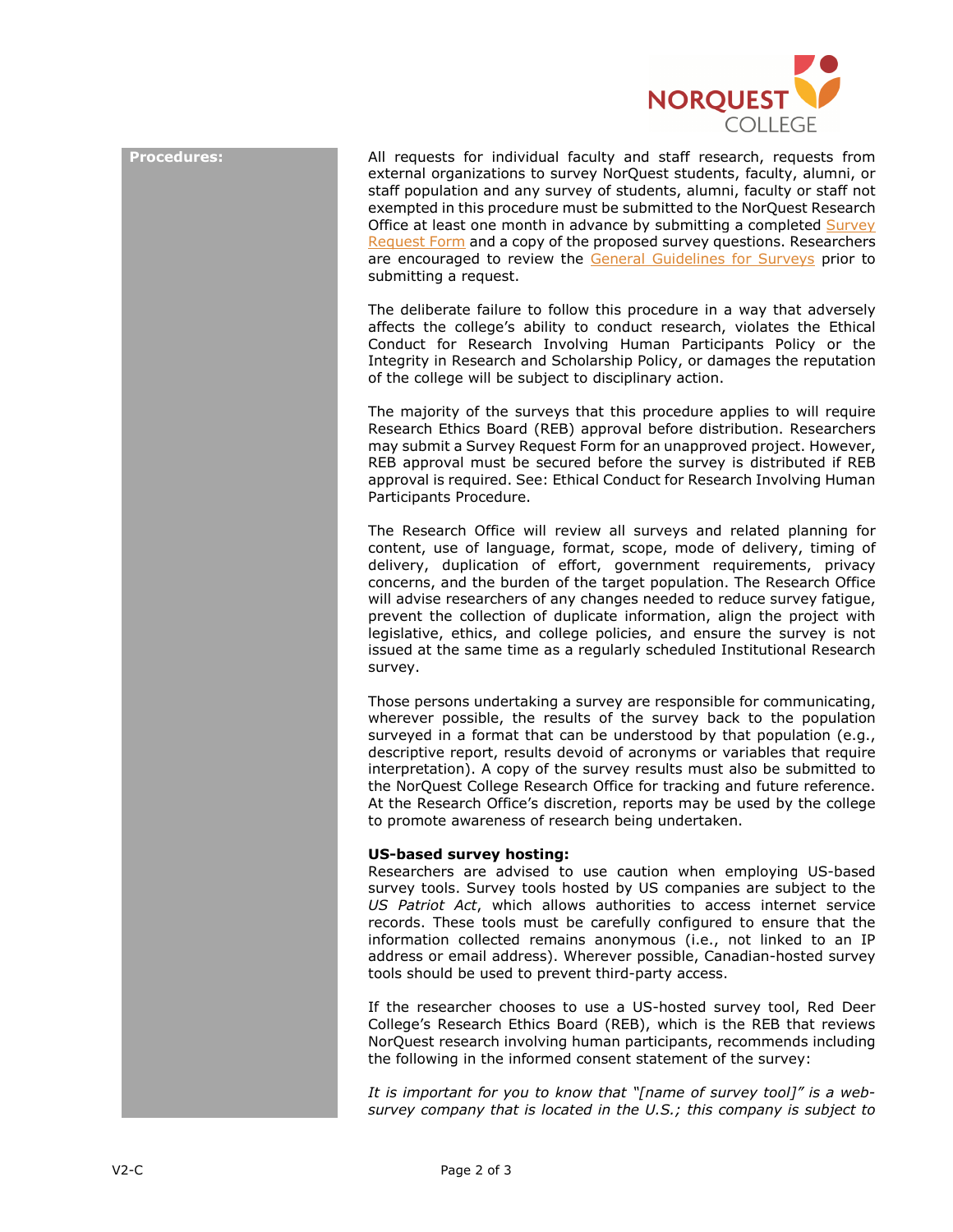**Procedures:**

All requests for individual faculty and staff research, requests from external organizations to survey NorQuest students, faculty, alumni, or staff population and any survey of students, alumni, faculty or staff not exempted in this procedure must be submitted to the NorQuest Research Office at least one month in advance by submitting a completed Survey Request Form and a copy of the proposed survey questions. Researchers are encouraged to review the General Guidelines for Surveys prior to submitting a request.

The deliberate failure to follow this procedure in a way that adversely affects the college's ability to conduct research, violates the Ethical Conduct for Research Involving Human Participants Policy or the Integrity in Research and Scholarship Policy, or damages the reputation of the college will be subject to disciplinary action.

The majority of the surveys that this procedure applies to will require Research Ethics Board (REB) approval before distribution. Researchers may submit a Survey Request Form for an unapproved project. However, REB approval must be secured before the survey is distributed if REB approval is required. See: Ethical Conduct for Research Involving Human Participants Procedure.

The Research Office will review all surveys and related planning for content, use of language, format, scope, mode of delivery, timing of delivery, duplication of effort, government requirements, privacy concerns, and the burden of the target population. The Research Office will advise researchers of any changes needed to reduce survey fatigue, prevent the collection of duplicate information, align the project with legislative, ethics, and college policies, and ensure the survey is not issued at the same time as a regularly scheduled Institutional Research survey.

Those persons undertaking a survey are responsible for communicating, wherever possible, the results of the survey back to the population surveyed in a format that can be understood by that population (e.g., descriptive report, results devoid of acronyms or variables that require interpretation). A copy of the survey results must also be submitted to the NorQuest College Research Office for tracking and future reference. At the Research Office's discretion, reports may be used by the college to promote awareness of research being undertaken.

**US-based survey hosting:**

Researchers are advised to use caution when employing US-based survey tools. Survey tools hosted by US companies are subject to the *US Patriot Act*, which allows authorities to access internet service records. These tools must be carefully configured to ensure that the information collected remains anonymous (i.e., not linked to an IP address or email address). Wherever possible, Canadian-hosted survey tools should be used to prevent third-party access.

If the researcher chooses to use a US-hosted survey tool, Red Deer College's Research Ethics Board (REB), which is the REB that reviews NorQuest research involving human participants, recommends including the following in the informed consent statement of the survey:

*It is important for you to know that "[name of survey tool]" is a web-survey company that is located in the U.S.; this company is subject to*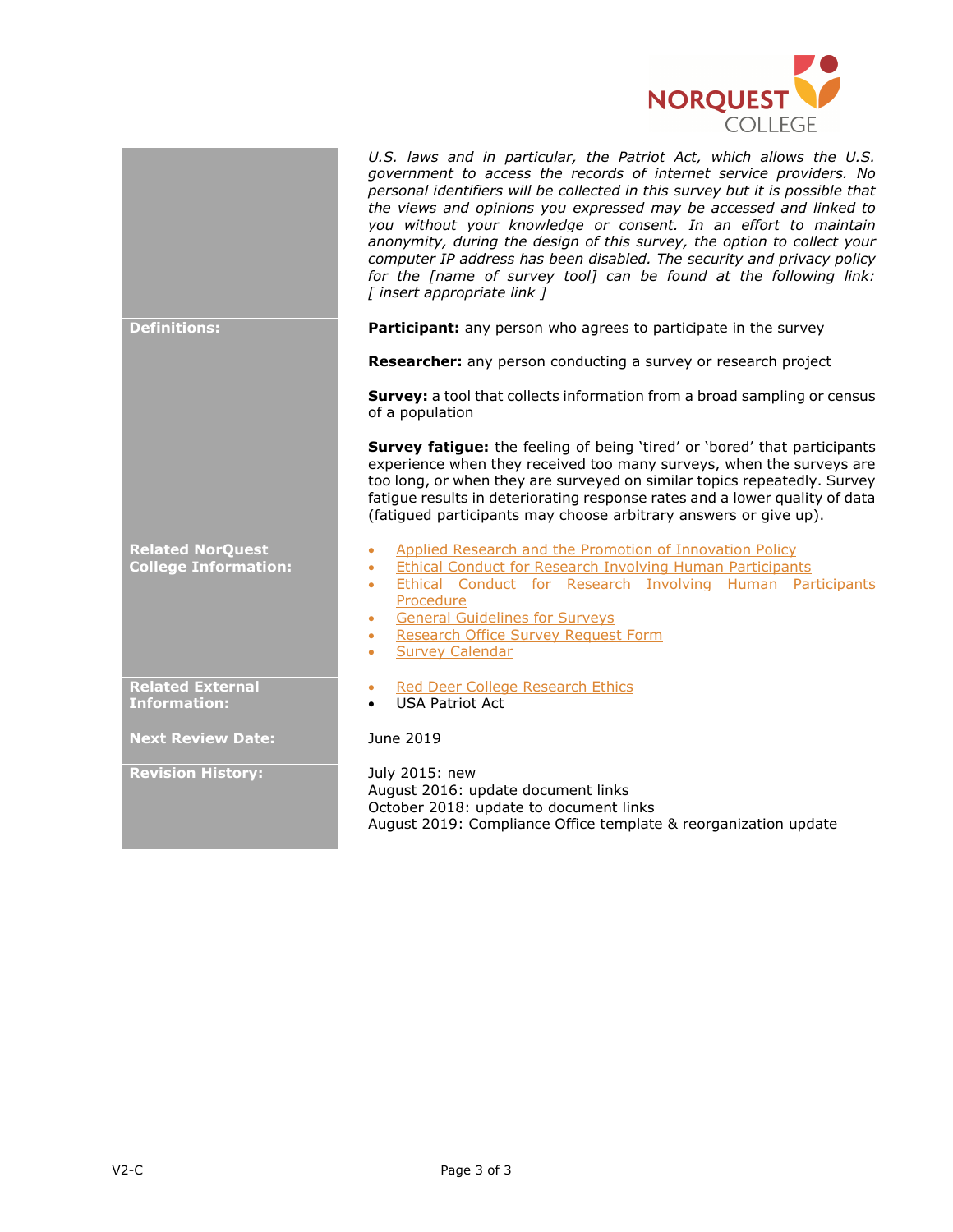| | |
|---|---|
| | *U.S. laws and in particular, the Patriot Act, which allows the U.S. government to access the records of internet service providers. No personal identifiers will be collected in this survey but it is possible that the views and opinions you expressed may be accessed and linked to you without your knowledge or consent. In an effort to maintain anonymity, during the design of this survey, the option to collect your computer IP address has been disabled. The security and privacy policy for the [name of survey tool] can be found at the following link: [ insert appropriate link ]* |
| **Definitions:** | **Participant:** any person who agrees to participate in the survey<br><br>**Researcher:** any person conducting a survey or research project<br><br>**Survey:** a tool that collects information from a broad sampling or census of a population<br><br>**Survey fatigue:** the feeling of being 'tired' or 'bored' that participants experience when they received too many surveys, when the surveys are too long, or when they are surveyed on similar topics repeatedly. Survey fatigue results in deteriorating response rates and a lower quality of data (fatigued participants may choose arbitrary answers or give up). |
| **Related NorQuest College Information:** | • Applied Research and the Promotion of Innovation Policy<br>• Ethical Conduct for Research Involving Human Participants<br>• Ethical Conduct for Research Involving Human Participants Procedure<br>• General Guidelines for Surveys<br>• Research Office Survey Request Form<br>• Survey Calendar |
| **Related External Information:** | • Red Deer College Research Ethics<br>• USA Patriot Act |
| **Next Review Date:** | June 2019 |
| **Revision History:** | July 2015: new<br>August 2016: update document links<br>October 2018: update to document links<br>August 2019: Compliance Office template & reorganization update |